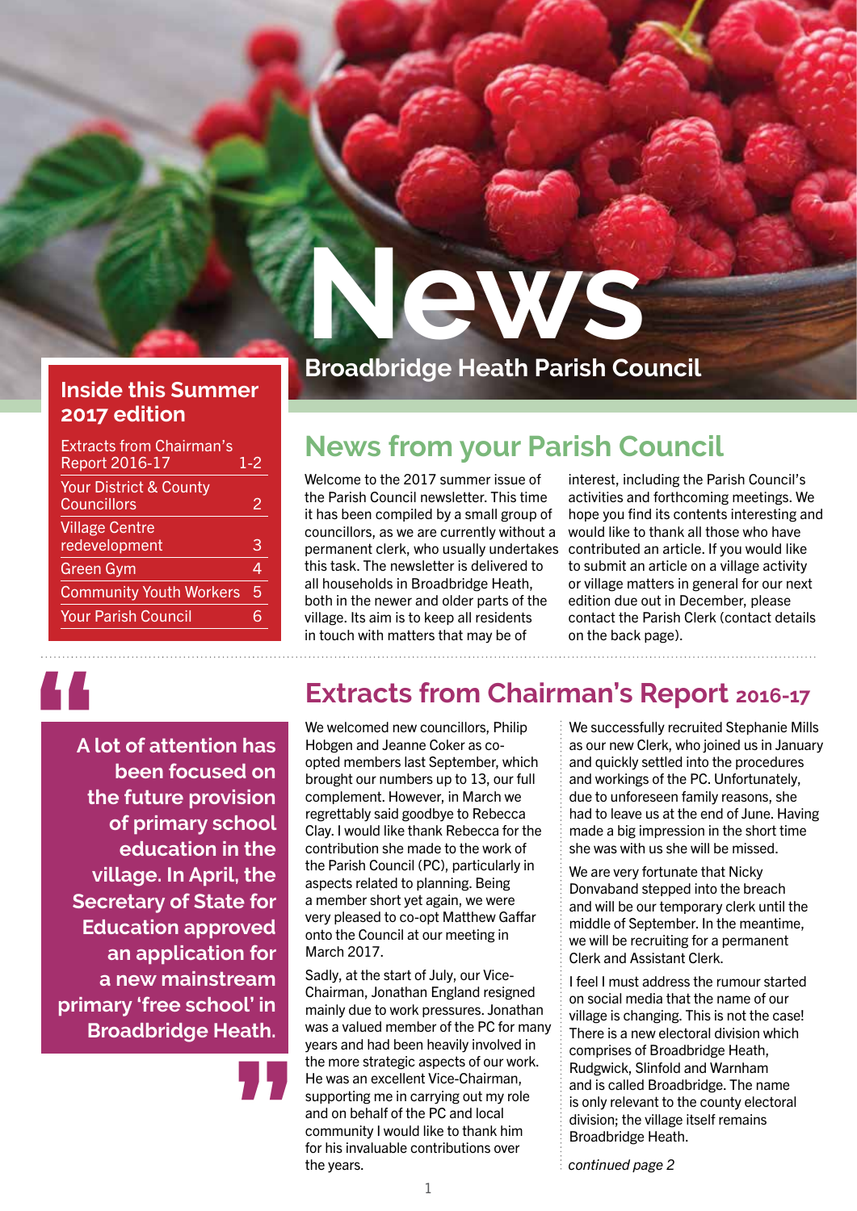# News

**Broadbridge Heath Parish Council**

## Inside this Summer 2017 edition

| | |
|---|---|
| Extracts from Chairman's Report 2016-17 | 1-2 |
| Your District & County Councillors | 2 |
| Village Centre redevelopment | 3 |
| Green Gym | 4 |
| Community Youth Workers | 5 |
| Your Parish Council | 6 |

## News from your Parish Council

Welcome to the 2017 summer issue of the Parish Council newsletter. This time it has been compiled by a small group of councillors, as we are currently without a permanent clerk, who usually undertakes this task. The newsletter is delivered to all households in Broadbridge Heath, both in the newer and older parts of the village. Its aim is to keep all residents in touch with matters that may be of interest, including the Parish Council's activities and forthcoming meetings. We hope you find its contents interesting and would like to thank all those who have contributed an article. If you would like to submit an article on a village activity or village matters in general for our next edition due out in December, please contact the Parish Clerk (contact details on the back page).

> **"A lot of attention has been focused on the future provision of primary school education in the village. In April, the Secretary of State for Education approved an application for a new mainstream primary 'free school' in Broadbridge Heath."**

## Extracts from Chairman's Report 2016-17

We welcomed new councillors, Philip Hobgen and Jeanne Coker as co-opted members last September, which brought our numbers up to 13, our full complement. However, in March we regrettably said goodbye to Rebecca Clay. I would like thank Rebecca for the contribution she made to the work of the Parish Council (PC), particularly in aspects related to planning. Being a member short yet again, we were very pleased to co-opt Matthew Gaffar onto the Council at our meeting in March 2017.

Sadly, at the start of July, our Vice-Chairman, Jonathan England resigned mainly due to work pressures. Jonathan was a valued member of the PC for many years and had been heavily involved in the more strategic aspects of our work. He was an excellent Vice-Chairman, supporting me in carrying out my role and on behalf of the PC and local community I would like to thank him for his invaluable contributions over the years.

We successfully recruited Stephanie Mills as our new Clerk, who joined us in January and quickly settled into the procedures and workings of the PC. Unfortunately, due to unforeseen family reasons, she had to leave us at the end of June. Having made a big impression in the short time she was with us she will be missed.

We are very fortunate that Nicky Donvaband stepped into the breach and will be our temporary clerk until the middle of September. In the meantime, we will be recruiting for a permanent Clerk and Assistant Clerk.

I feel I must address the rumour started on social media that the name of our village is changing. This is not the case! There is a new electoral division which comprises of Broadbridge Heath, Rudgwick, Slinfold and Warnham and is called Broadbridge. The name is only relevant to the county electoral division; the village itself remains Broadbridge Heath.

*continued page 2*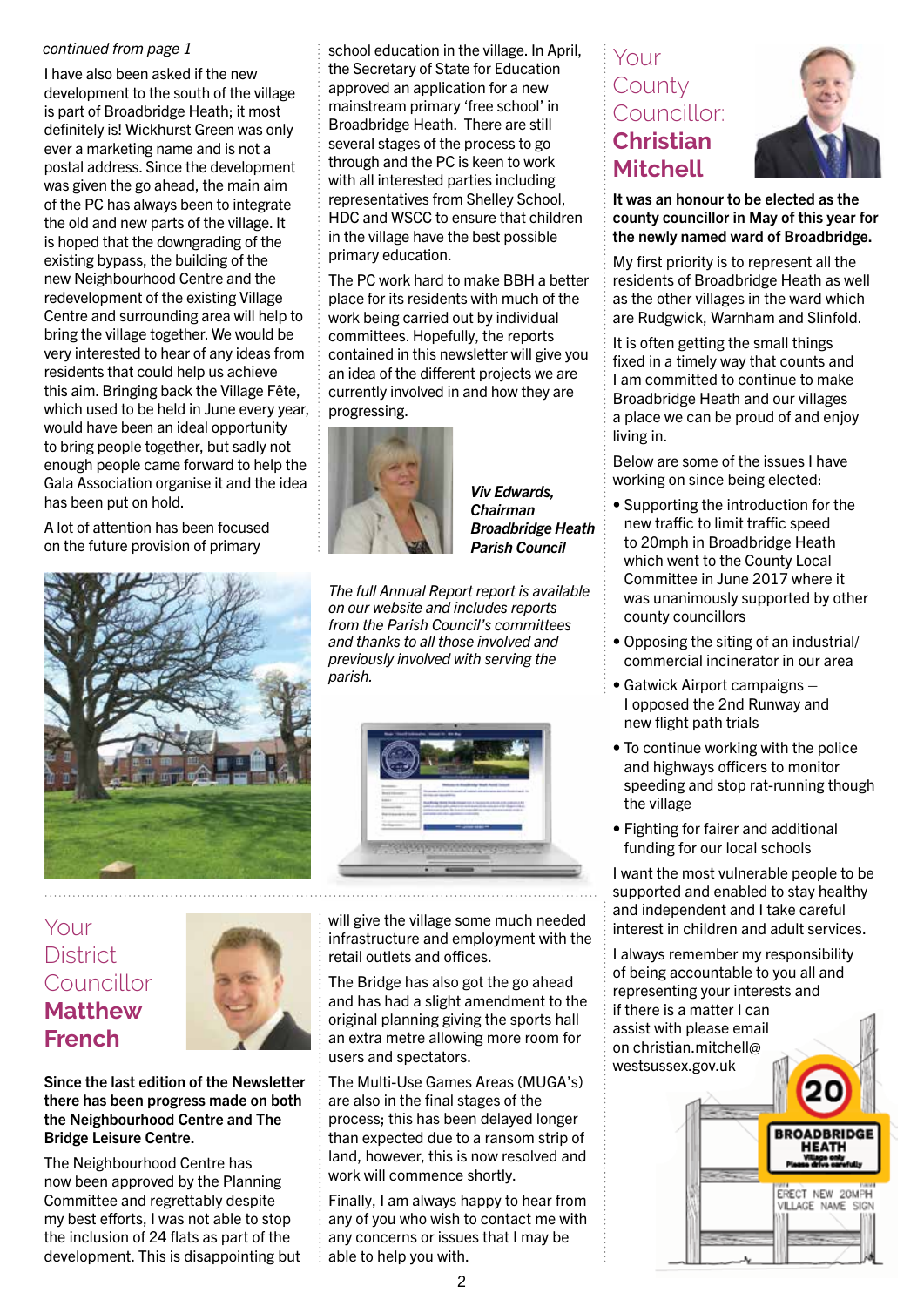*continued from page 1*

I have also been asked if the new development to the south of the village is part of Broadbridge Heath; it most definitely is! Wickhurst Green was only ever a marketing name and is not a postal address. Since the development was given the go ahead, the main aim of the PC has always been to integrate the old and new parts of the village. It is hoped that the downgrading of the existing bypass, the building of the new Neighbourhood Centre and the redevelopment of the existing Village Centre and surrounding area will help to bring the village together. We would be very interested to hear of any ideas from residents that could help us achieve this aim. Bringing back the Village Fête, which used to be held in June every year, would have been an ideal opportunity to bring people together, but sadly not enough people came forward to help the Gala Association organise it and the idea has been put on hold.

A lot of attention has been focused on the future provision of primary school education in the village. In April, the Secretary of State for Education approved an application for a new mainstream primary 'free school' in Broadbridge Heath. There are still several stages of the process to go through and the PC is keen to work with all interested parties including representatives from Shelley School, HDC and WSCC to ensure that children in the village have the best possible primary education.

The PC work hard to make BBH a better place for its residents with much of the work being carried out by individual committees. Hopefully, the reports contained in this newsletter will give you an idea of the different projects we are currently involved in and how they are progressing.

***Viv Edwards, Chairman Broadbridge Heath Parish Council***

*The full Annual Report report is available on our website and includes reports from the Parish Council's committees and thanks to all those involved and previously involved with serving the parish.*

## Your District Councillor: **Matthew French**

**Since the last edition of the Newsletter there has been progress made on both the Neighbourhood Centre and The Bridge Leisure Centre.**

The Neighbourhood Centre has now been approved by the Planning Committee and regrettably despite my best efforts, I was not able to stop the inclusion of 24 flats as part of the development. This is disappointing but will give the village some much needed infrastructure and employment with the retail outlets and offices.

The Bridge has also got the go ahead and has had a slight amendment to the original planning giving the sports hall an extra metre allowing more room for users and spectators.

The Multi-Use Games Areas (MUGA's) are also in the final stages of the process; this has been delayed longer than expected due to a ransom strip of land, however, this is now resolved and work will commence shortly.

Finally, I am always happy to hear from any of you who wish to contact me with any concerns or issues that I may be able to help you with.

## Your County Councillor: **Christian Mitchell**

**It was an honour to be elected as the county councillor in May of this year for the newly named ward of Broadbridge.**

My first priority is to represent all the residents of Broadbridge Heath as well as the other villages in the ward which are Rudgwick, Warnham and Slinfold.

It is often getting the small things fixed in a timely way that counts and I am committed to continue to make Broadbridge Heath and our villages a place we can be proud of and enjoy living in.

Below are some of the issues I have working on since being elected:

- Supporting the introduction for the new traffic to limit traffic speed to 20mph in Broadbridge Heath which went to the County Local Committee in June 2017 where it was unanimously supported by other county councillors
- Opposing the siting of an industrial/ commercial incinerator in our area
- Gatwick Airport campaigns – I opposed the 2nd Runway and new flight path trials
- To continue working with the police and highways officers to monitor speeding and stop rat-running though the village
- Fighting for fairer and additional funding for our local schools

I want the most vulnerable people to be supported and enabled to stay healthy and independent and I take careful interest in children and adult services.

I always remember my responsibility of being accountable to you all and representing your interests and if there is a matter I can assist with please email on christian.mitchell@westsussex.gov.uk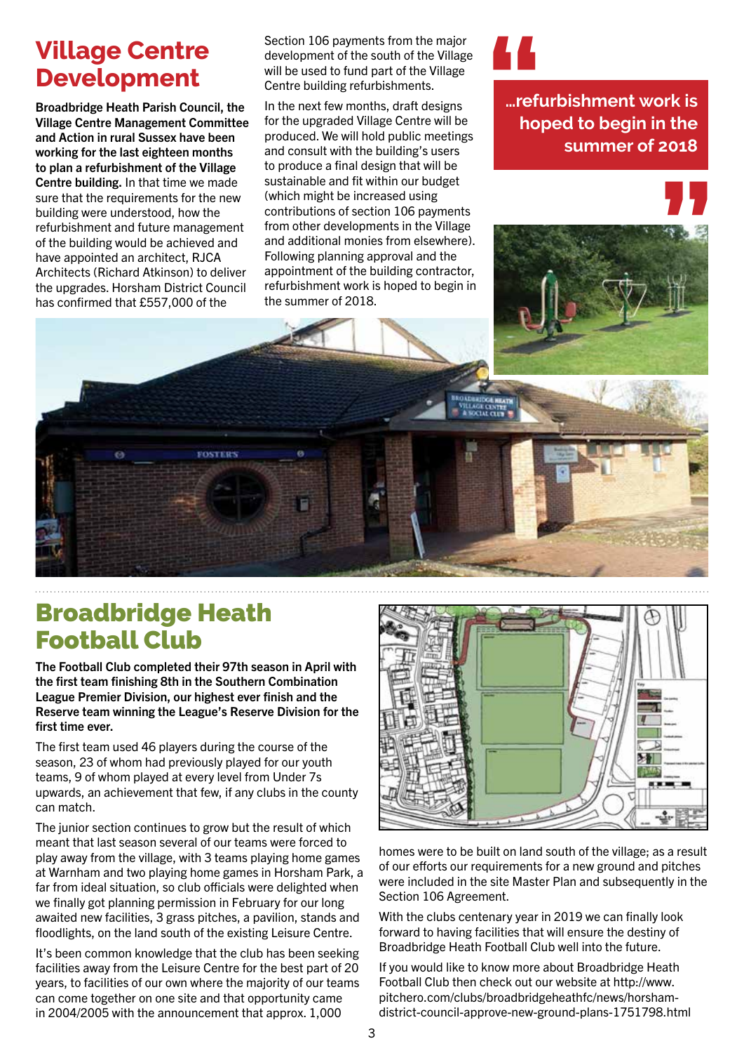# Village Centre Development

**Broadbridge Heath Parish Council, the Village Centre Management Committee and Action in rural Sussex have been working for the last eighteen months to plan a refurbishment of the Village Centre building.** In that time we made sure that the requirements for the new building were understood, how the refurbishment and future management of the building would be achieved and have appointed an architect, RJCA Architects (Richard Atkinson) to deliver the upgrades. Horsham District Council has confirmed that £557,000 of the Section 106 payments from the major development of the south of the Village will be used to fund part of the Village Centre building refurbishments.

In the next few months, draft designs for the upgraded Village Centre will be produced. We will hold public meetings and consult with the building's users to produce a final design that will be sustainable and fit within our budget (which might be increased using contributions of section 106 payments from other developments in the Village and additional monies from elsewhere). Following planning approval and the appointment of the building contractor, refurbishment work is hoped to begin in the summer of 2018.

> **"...refurbishment work is hoped to begin in the summer of 2018"**

# Broadbridge Heath Football Club

**The Football Club completed their 97th season in April with the first team finishing 8th in the Southern Combination League Premier Division, our highest ever finish and the Reserve team winning the League's Reserve Division for the first time ever.**

The first team used 46 players during the course of the season, 23 of whom had previously played for our youth teams, 9 of whom played at every level from Under 7s upwards, an achievement that few, if any clubs in the county can match.

The junior section continues to grow but the result of which meant that last season several of our teams were forced to play away from the village, with 3 teams playing home games at Warnham and two playing home games in Horsham Park, a far from ideal situation, so club officials were delighted when we finally got planning permission in February for our long awaited new facilities, 3 grass pitches, a pavilion, stands and floodlights, on the land south of the existing Leisure Centre.

It's been common knowledge that the club has been seeking facilities away from the Leisure Centre for the best part of 20 years, to facilities of our own where the majority of our teams can come together on one site and that opportunity came in 2004/2005 with the announcement that approx. 1,000 homes were to be built on land south of the village; as a result of our efforts our requirements for a new ground and pitches were included in the site Master Plan and subsequently in the Section 106 Agreement.

With the clubs centenary year in 2019 we can finally look forward to having facilities that will ensure the destiny of Broadbridge Heath Football Club well into the future.

If you would like to know more about Broadbridge Heath Football Club then check out our website at http://www.pitchero.com/clubs/broadbridgeheathfc/news/horsham-district-council-approve-new-ground-plans-1751798.html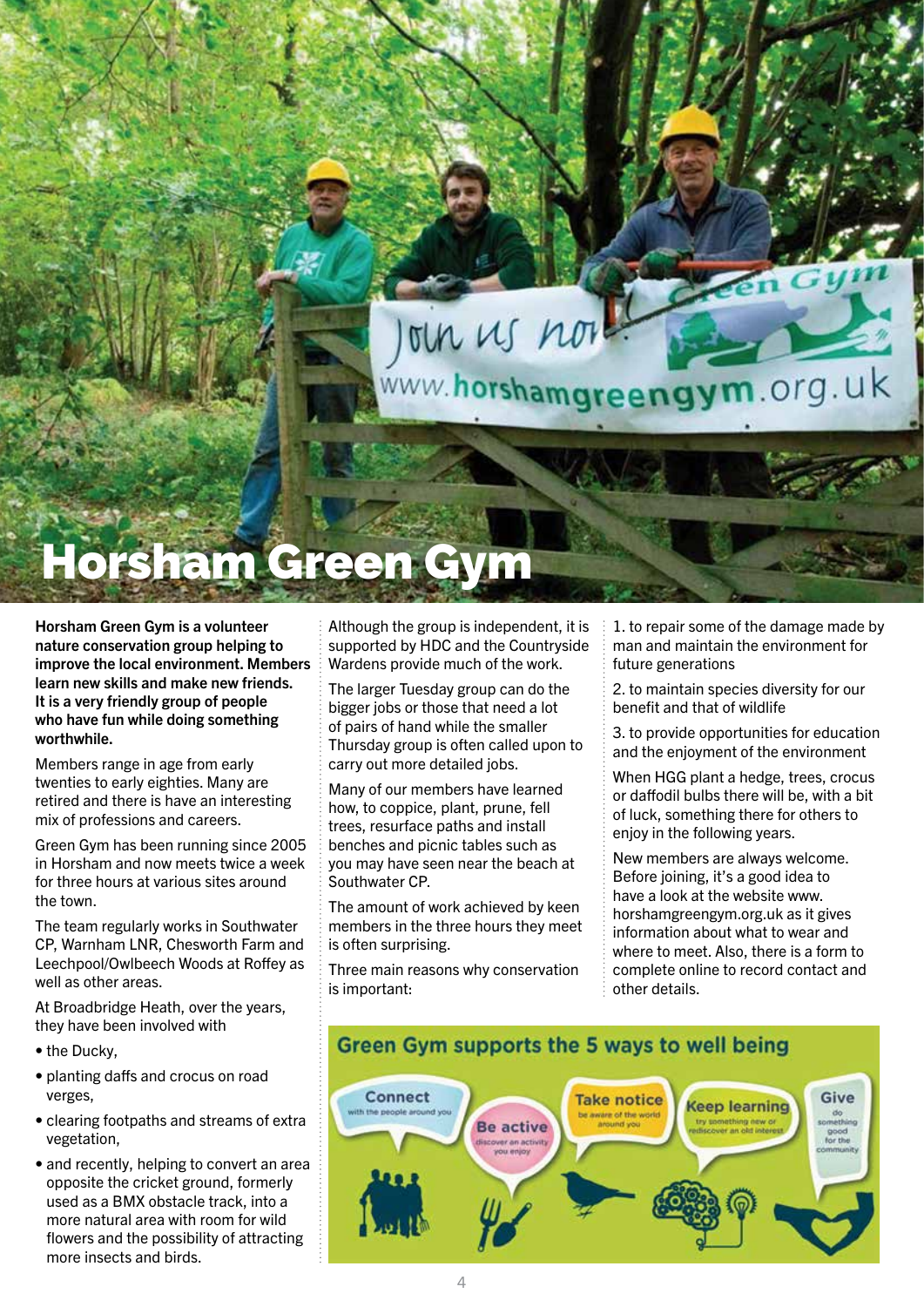# Horsham Green Gym

**Horsham Green Gym is a volunteer nature conservation group helping to improve the local environment. Members learn new skills and make new friends. It is a very friendly group of people who have fun while doing something worthwhile.**

Members range in age from early twenties to early eighties. Many are retired and there is have an interesting mix of professions and careers.

Green Gym has been running since 2005 in Horsham and now meets twice a week for three hours at various sites around the town.

The team regularly works in Southwater CP, Warnham LNR, Chesworth Farm and Leechpool/Owlbeech Woods at Roffey as well as other areas.

At Broadbridge Heath, over the years, they have been involved with

- the Ducky,
- planting daffs and crocus on road verges,
- clearing footpaths and streams of extra vegetation,
- and recently, helping to convert an area opposite the cricket ground, formerly used as a BMX obstacle track, into a more natural area with room for wild flowers and the possibility of attracting more insects and birds.

Although the group is independent, it is supported by HDC and the Countryside Wardens provide much of the work.

The larger Tuesday group can do the bigger jobs or those that need a lot of pairs of hand while the smaller Thursday group is often called upon to carry out more detailed jobs.

Many of our members have learned how, to coppice, plant, prune, fell trees, resurface paths and install benches and picnic tables such as you may have seen near the beach at Southwater CP.

The amount of work achieved by keen members in the three hours they meet is often surprising.

Three main reasons why conservation is important:

1. to repair some of the damage made by man and maintain the environment for future generations
2. to maintain species diversity for our benefit and that of wildlife
3. to provide opportunities for education and the enjoyment of the environment

When HGG plant a hedge, trees, crocus or daffodil bulbs there will be, with a bit of luck, something there for others to enjoy in the following years.

New members are always welcome. Before joining, it's a good idea to have a look at the website www.horshamgreengym.org.uk as it gives information about what to wear and where to meet. Also, there is a form to complete online to record contact and other details.

## Green Gym supports the 5 ways to well being

- **Connect** with the people around you
- **Be active** discover an activity you enjoy
- **Take notice** be aware of the world around you
- **Keep learning** try something new or rediscover an old interest
- **Give** do something good for the community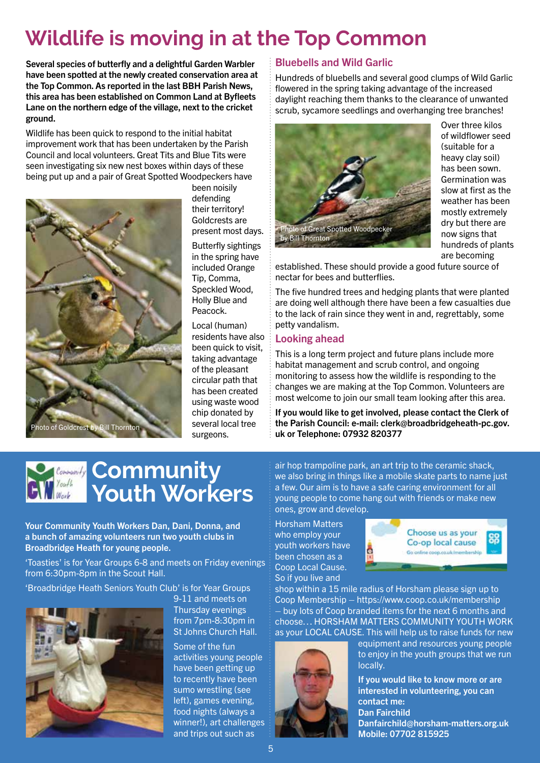# Wildlife is moving in at the Top Common

**Several species of butterfly and a delightful Garden Warbler have been spotted at the newly created conservation area at the Top Common. As reported in the last BBH Parish News, this area has been established on Common Land at Byfleets Lane on the northern edge of the village, next to the cricket ground.**

Wildlife has been quick to respond to the initial habitat improvement work that has been undertaken by the Parish Council and local volunteers. Great Tits and Blue Tits were seen investigating six new nest boxes within days of these being put up and a pair of Great Spotted Woodpeckers have been noisily defending their territory! Goldcrests are present most days.

Photo of Goldcrest by Bill Thornton

Butterfly sightings in the spring have included Orange Tip, Comma, Speckled Wood, Holly Blue and Peacock.

Local (human) residents have also been quick to visit, taking advantage of the pleasant circular path that has been created using waste wood chip donated by several local tree surgeons.

## Bluebells and Wild Garlic

Hundreds of bluebells and several good clumps of Wild Garlic flowered in the spring taking advantage of the increased daylight reaching them thanks to the clearance of unwanted scrub, sycamore seedlings and overhanging tree branches!

Photo of Great Spotted Woodpecker by Bill Thornton

Over three kilos of wildflower seed (suitable for a heavy clay soil) has been sown. Germination was slow at first as the weather has been mostly extremely dry but there are now signs that hundreds of plants are becoming established. These should provide a good future source of nectar for bees and butterflies.

The five hundred trees and hedging plants that were planted are doing well although there have been a few casualties due to the lack of rain since they went in and, regrettably, some petty vandalism.

## Looking ahead

This is a long term project and future plans include more habitat management and scrub control, and ongoing monitoring to assess how the wildlife is responding to the changes we are making at the Top Common. Volunteers are most welcome to join our small team looking after this area.

**If you would like to get involved, please contact the Clerk of the Parish Council: e-mail: clerk@broadbridgeheath-pc.gov.uk or Telephone: 07932 820377**

# Community Youth Workers

**Your Community Youth Workers Dan, Dani, Donna, and a bunch of amazing volunteers run two youth clubs in Broadbridge Heath for young people.**

'Toasties' is for Year Groups 6-8 and meets on Friday evenings from 6:30pm-8pm in the Scout Hall.

'Broadbridge Heath Seniors Youth Club' is for Year Groups 9-11 and meets on Thursday evenings from 7pm-8:30pm in St Johns Church Hall.

Some of the fun activities young people have been getting up to recently have been sumo wrestling (see left), games evening, food nights (always a winner!), art challenges and trips out such as air hop trampoline park, an art trip to the ceramic shack, we also bring in things like a mobile skate parts to name just a few. Our aim is to have a safe caring environment for all young people to come hang out with friends or make new ones, grow and develop.

Horsham Matters who employ your youth workers have been chosen as a Coop Local Cause. So if you live and shop within a 15 mile radius of Horsham please sign up to Coop Membership – https://www.coop.co.uk/membership – buy lots of Coop branded items for the next 6 months and choose… HORSHAM MATTERS COMMUNITY YOUTH WORK as your LOCAL CAUSE. This will help us to raise funds for new equipment and resources young people to enjoy in the youth groups that we run locally.

**If you would like to know more or are interested in volunteering, you can contact me:**
**Dan Fairchild**
**Danfairchild@horsham-matters.org.uk**
**Mobile: 07702 815925**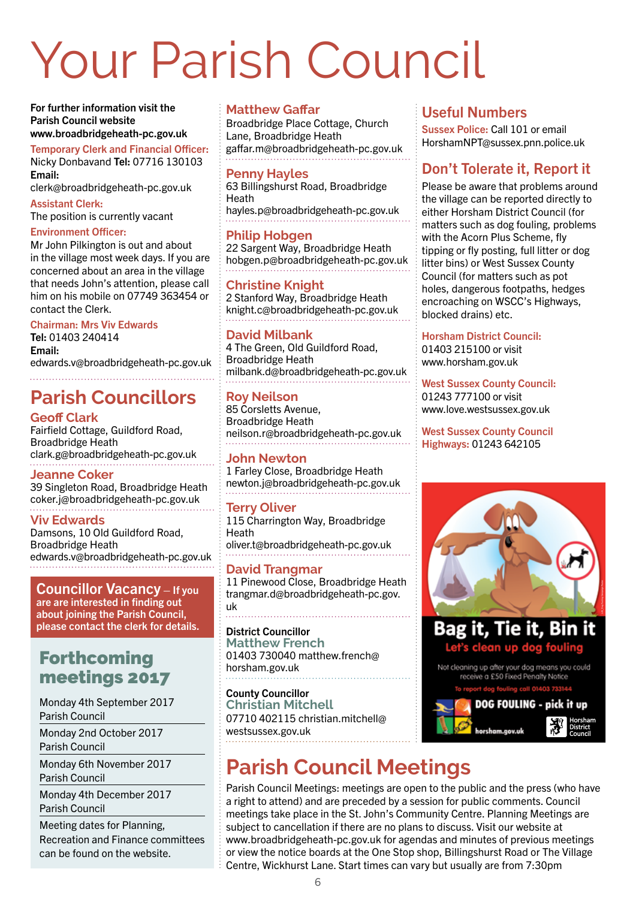# Your Parish Council

**For further information visit the Parish Council website www.broadbridgeheath-pc.gov.uk**

**Temporary Clerk and Financial Officer:**
Nicky Donbavand **Tel:** 07716 130103
**Email:**
clerk@broadbridgeheath-pc.gov.uk

**Assistant Clerk:**
The position is currently vacant

**Environment Officer:**
Mr John Pilkington is out and about in the village most week days. If you are concerned about an area in the village that needs John's attention, please call him on his mobile on 07749 363454 or contact the Clerk.

**Chairman: Mrs Viv Edwards**
**Tel:** 01403 240414
**Email:**
edwards.v@broadbridgeheath-pc.gov.uk

## Parish Councillors

### Geoff Clark
Fairfield Cottage, Guildford Road, Broadbridge Heath
clark.g@broadbridgeheath-pc.gov.uk

### Jeanne Coker
39 Singleton Road, Broadbridge Heath
coker.j@broadbridgeheath-pc.gov.uk

### Viv Edwards
Damsons, 10 Old Guildford Road, Broadbridge Heath
edwards.v@broadbridgeheath-pc.gov.uk

**Councillor Vacancy** – If you are are interested in finding out about joining the Parish Council, please contact the clerk for details.

## Forthcoming meetings 2017

Monday 4th September 2017
Parish Council

Monday 2nd October 2017
Parish Council

Monday 6th November 2017
Parish Council

Monday 4th December 2017
Parish Council

Meeting dates for Planning, Recreation and Finance committees can be found on the website.

### Matthew Gaffar
Broadbridge Place Cottage, Church Lane, Broadbridge Heath
gaffar.m@broadbridgeheath-pc.gov.uk

### Penny Hayles
63 Billingshurst Road, Broadbridge Heath
hayles.p@broadbridgeheath-pc.gov.uk

### Philip Hobgen
22 Sargent Way, Broadbridge Heath
hobgen.p@broadbridgeheath-pc.gov.uk

### Christine Knight
2 Stanford Way, Broadbridge Heath
knight.c@broadbridgeheath-pc.gov.uk

### David Milbank
4 The Green, Old Guildford Road, Broadbridge Heath
milbank.d@broadbridgeheath-pc.gov.uk

### Roy Neilson
85 Corsletts Avenue, Broadbridge Heath
neilson.r@broadbridgeheath-pc.gov.uk

### John Newton
1 Farley Close, Broadbridge Heath
newton.j@broadbridgeheath-pc.gov.uk

### Terry Oliver
115 Charrington Way, Broadbridge Heath
oliver.t@broadbridgeheath-pc.gov.uk

### David Trangmar
11 Pinewood Close, Broadbridge Heath
trangmar.d@broadbridgeheath-pc.gov.uk

**District Councillor**
### Matthew French
01403 730040 matthew.french@horsham.gov.uk

**County Councillor**
### Christian Mitchell
07710 402115 christian.mitchell@westsussex.gov.uk

## Useful Numbers

**Sussex Police:** Call 101 or email HorshamNPT@sussex.pnn.police.uk

## Don't Tolerate it, Report it

Please be aware that problems around the village can be reported directly to either Horsham District Council (for matters such as dog fouling, problems with the Acorn Plus Scheme, fly tipping or fly posting, full litter or dog litter bins) or West Sussex County Council (for matters such as pot holes, dangerous footpaths, hedges encroaching on WSCC's Highways, blocked drains) etc.

**Horsham District Council:**
01403 215100 or visit www.horsham.gov.uk

**West Sussex County Council:**
01243 777100 or visit www.love.westsussex.gov.uk

**West Sussex County Council Highways:** 01243 642105

**Bag it, Tie it, Bin it**
Let's clean up dog fouling
Not cleaning up after your dog means you could receive a £50 Fixed Penalty Notice
To report dog fouling call 01403 733144
DOG FOULING - pick it up
horsham.gov.uk
Horsham District Council

## Parish Council Meetings

Parish Council Meetings: meetings are open to the public and the press (who have a right to attend) and are preceded by a session for public comments. Council meetings take place in the St. John's Community Centre. Planning Meetings are subject to cancellation if there are no plans to discuss. Visit our website at www.broadbridgeheath-pc.gov.uk for agendas and minutes of previous meetings or view the notice boards at the One Stop shop, Billingshurst Road or The Village Centre, Wickhurst Lane. Start times can vary but usually are from 7:30pm